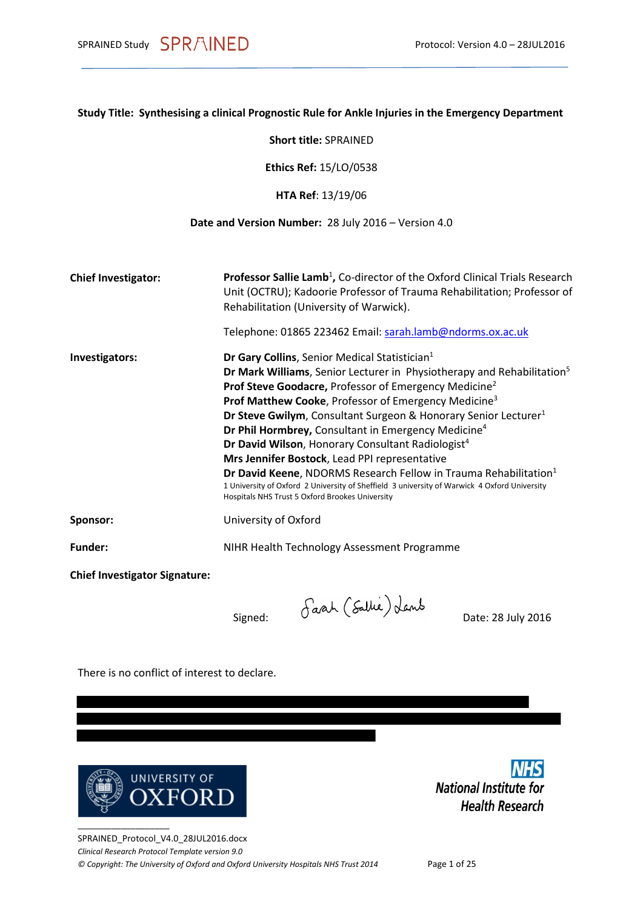**Study Title: Synthesising a clinical Prognostic Rule for Ankle Injuries in the Emergency Department**

**Short title:** SPRAINED

**Ethics Ref:** 15/LO/0538

**HTA Ref**: 13/19/06

**Date and Version Number:** 28 July 2016 – Version 4.0

**Chief Investigator:** **Professor Sallie Lamb**[1]**,** Co-director of the Oxford Clinical Trials Research Unit (OCTRU); Kadoorie Professor of Trauma Rehabilitation; Professor of Rehabilitation (University of Warwick).

Telephone: 01865 223462 Email: sarah.lamb@ndorms.ox.ac.uk

**Investigators:**

**Dr Gary Collins**, Senior Medical Statistician[1]
**Dr Mark Williams**, Senior Lecturer in Physiotherapy and Rehabilitation[5]
**Prof Steve Goodacre,** Professor of Emergency Medicine[2]
**Prof Matthew Cooke**, Professor of Emergency Medicine[3]
**Dr Steve Gwilym**, Consultant Surgeon & Honorary Senior Lecturer[1]
**Dr Phil Hormbrey,** Consultant in Emergency Medicine[4]
**Dr David Wilson**, Honorary Consultant Radiologist[4]
**Mrs Jennifer Bostock**, Lead PPI representative
**Dr David Keene**, NDORMS Research Fellow in Trauma Rehabilitation[1]

1 University of Oxford 2 University of Sheffield 3 university of Warwick 4 Oxford University Hospitals NHS Trust 5 Oxford Brookes University

**Sponsor:** University of Oxford

**Funder:** NIHR Health Technology Assessment Programme

**Chief Investigator Signature:**

Signed: Sarah (Sallie) Lamb    Date: 28 July 2016

There is no conflict of interest to declare.

SPRAINED_Protocol_V4.0_28JUL2016.docx
*Clinical Research Protocol Template version 9.0*
*© Copyright: The University of Oxford and Oxford University Hospitals NHS Trust 2014*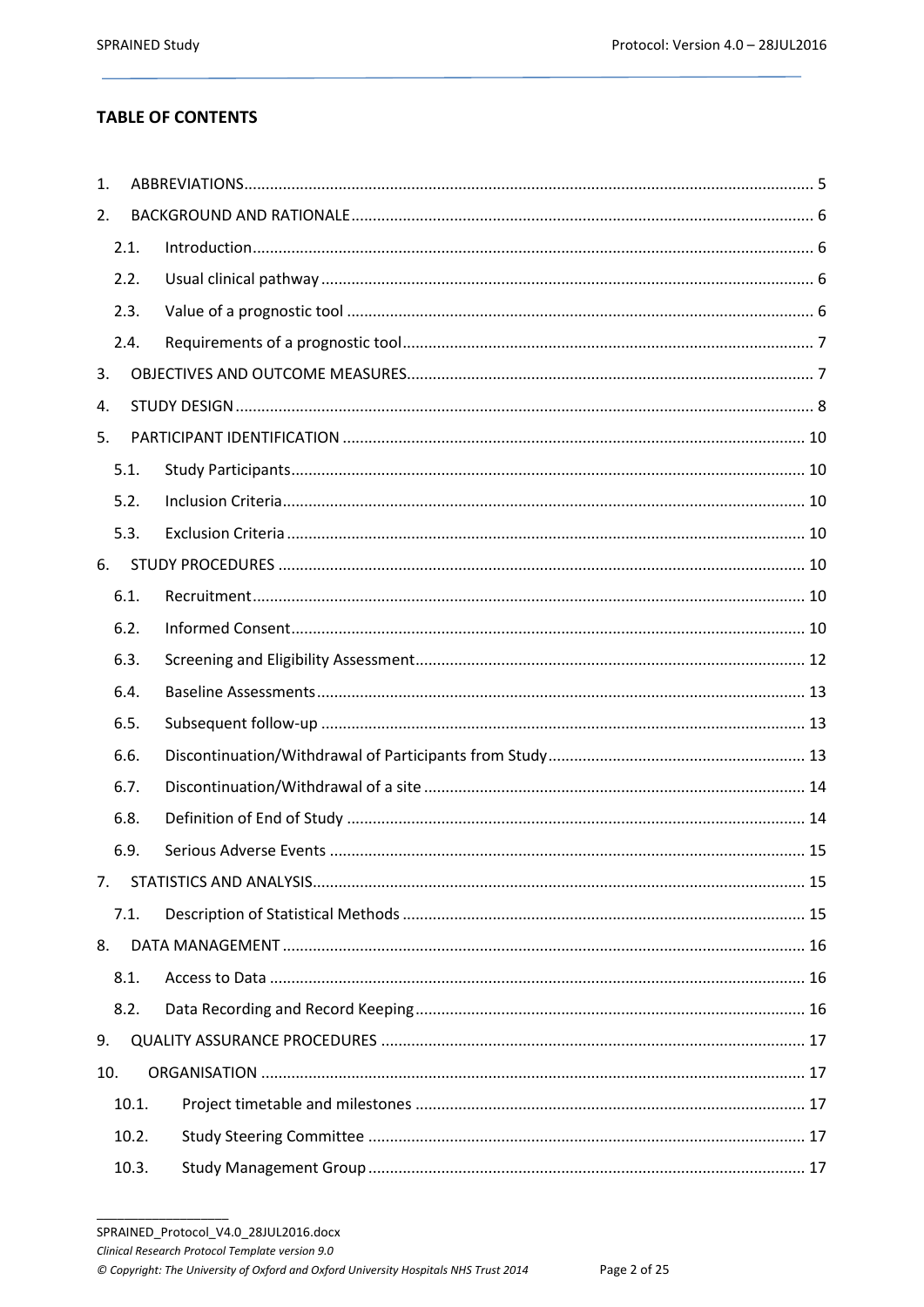## TABLE OF CONTENTS

1. ABBREVIATIONS .......... 5
2. BACKGROUND AND RATIONALE .......... 6
   - 2.1. Introduction .......... 6
   - 2.2. Usual clinical pathway .......... 6
   - 2.3. Value of a prognostic tool .......... 6
   - 2.4. Requirements of a prognostic tool .......... 7
3. OBJECTIVES AND OUTCOME MEASURES .......... 7
4. STUDY DESIGN .......... 8
5. PARTICIPANT IDENTIFICATION .......... 10
   - 5.1. Study Participants .......... 10
   - 5.2. Inclusion Criteria .......... 10
   - 5.3. Exclusion Criteria .......... 10
6. STUDY PROCEDURES .......... 10
   - 6.1. Recruitment .......... 10
   - 6.2. Informed Consent .......... 10
   - 6.3. Screening and Eligibility Assessment .......... 12
   - 6.4. Baseline Assessments .......... 13
   - 6.5. Subsequent follow-up .......... 13
   - 6.6. Discontinuation/Withdrawal of Participants from Study .......... 13
   - 6.7. Discontinuation/Withdrawal of a site .......... 14
   - 6.8. Definition of End of Study .......... 14
   - 6.9. Serious Adverse Events .......... 15
7. STATISTICS AND ANALYSIS .......... 15
   - 7.1. Description of Statistical Methods .......... 15
8. DATA MANAGEMENT .......... 16
   - 8.1. Access to Data .......... 16
   - 8.2. Data Recording and Record Keeping .......... 16
9. QUALITY ASSURANCE PROCEDURES .......... 17
10. ORGANISATION .......... 17
    - 10.1. Project timetable and milestones .......... 17
    - 10.2. Study Steering Committee .......... 17
    - 10.3. Study Management Group .......... 17

SPRAINED_Protocol_V4.0_28JUL2016.docx

*Clinical Research Protocol Template version 9.0*

*© Copyright: The University of Oxford and Oxford University Hospitals NHS Trust 2014*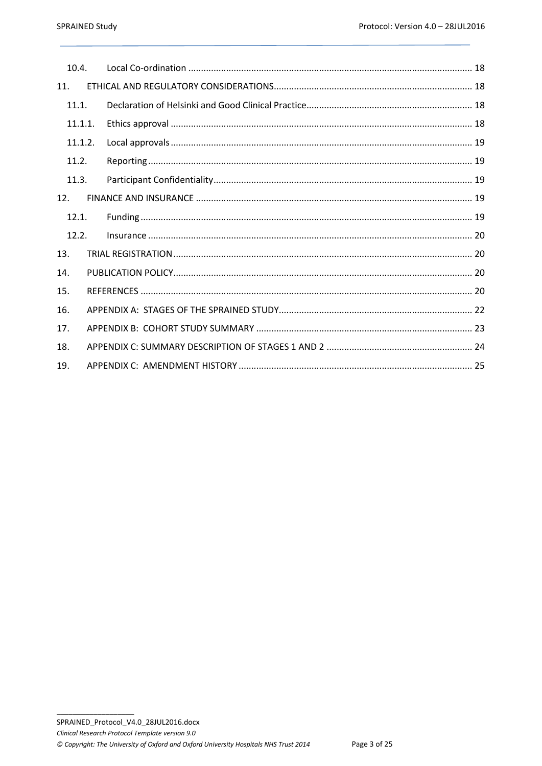| | | |
|---|---|---|
| 10.4. | Local Co-ordination | 18 |
| 11. | ETHICAL AND REGULATORY CONSIDERATIONS | 18 |
| 11.1. | Declaration of Helsinki and Good Clinical Practice | 18 |
| 11.1.1. | Ethics approval | 18 |
| 11.1.2. | Local approvals | 19 |
| 11.2. | Reporting | 19 |
| 11.3. | Participant Confidentiality | 19 |
| 12. | FINANCE AND INSURANCE | 19 |
| 12.1. | Funding | 19 |
| 12.2. | Insurance | 20 |
| 13. | TRIAL REGISTRATION | 20 |
| 14. | PUBLICATION POLICY | 20 |
| 15. | REFERENCES | 20 |
| 16. | APPENDIX A: STAGES OF THE SPRAINED STUDY | 22 |
| 17. | APPENDIX B: COHORT STUDY SUMMARY | 23 |
| 18. | APPENDIX C: SUMMARY DESCRIPTION OF STAGES 1 AND 2 | 24 |
| 19. | APPENDIX C: AMENDMENT HISTORY | 25 |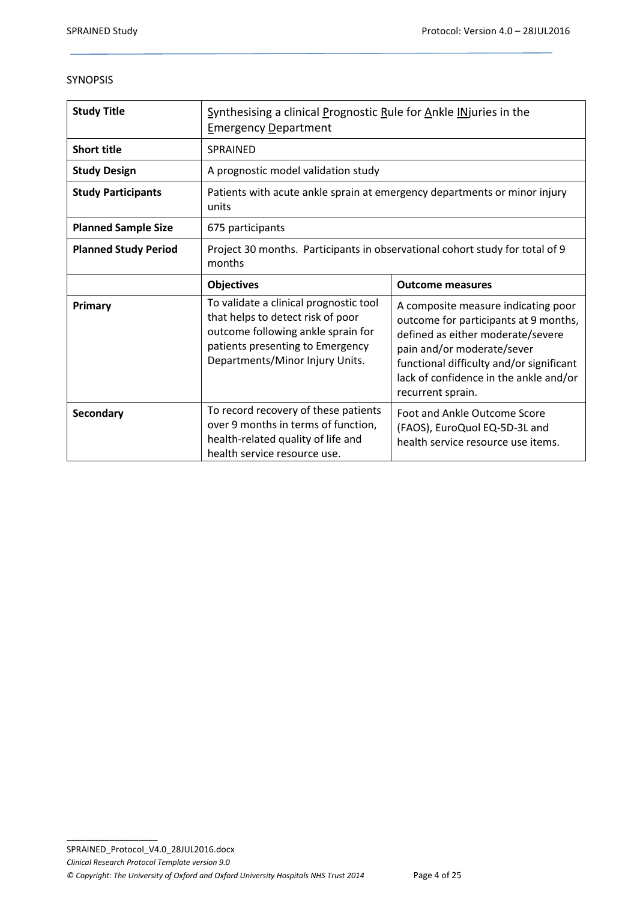SYNOPSIS

| **Study Title** | Synthesising a clinical Prognostic Rule for Ankle INjuries in the Emergency Department | |
|---|---|---|
| **Short title** | SPRAINED | |
| **Study Design** | A prognostic model validation study | |
| **Study Participants** | Patients with acute ankle sprain at emergency departments or minor injury units | |
| **Planned Sample Size** | 675 participants | |
| **Planned Study Period** | Project 30 months. Participants in observational cohort study for total of 9 months | |
| | **Objectives** | **Outcome measures** |
| **Primary** | To validate a clinical prognostic tool that helps to detect risk of poor outcome following ankle sprain for patients presenting to Emergency Departments/Minor Injury Units. | A composite measure indicating poor outcome for participants at 9 months, defined as either moderate/severe pain and/or moderate/sever functional difficulty and/or significant lack of confidence in the ankle and/or recurrent sprain. |
| **Secondary** | To record recovery of these patients over 9 months in terms of function, health-related quality of life and health service resource use. | Foot and Ankle Outcome Score (FAOS), EuroQuol EQ-5D-3L and health service resource use items. |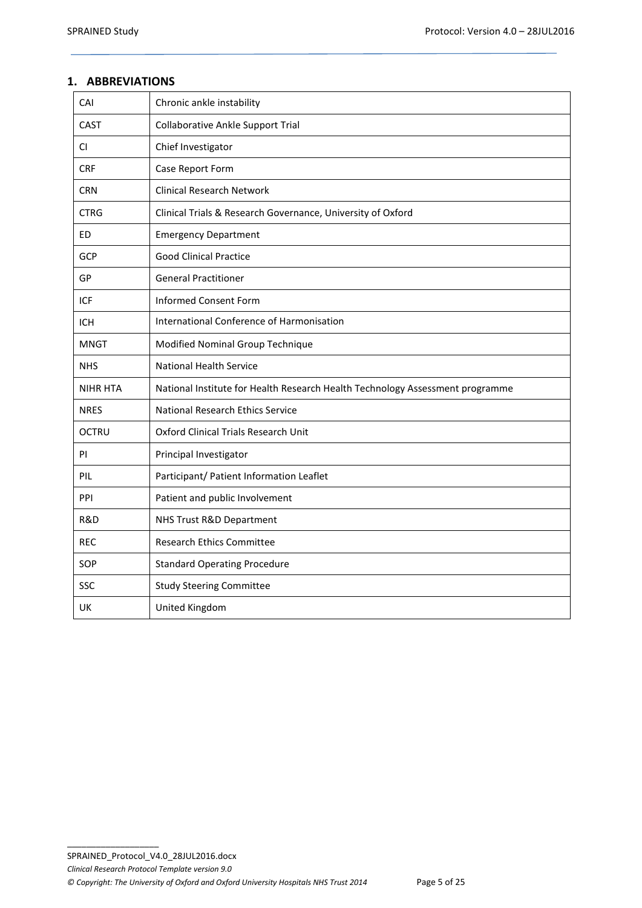## 1. ABBREVIATIONS

| | |
|---|---|
| CAI | Chronic ankle instability |
| CAST | Collaborative Ankle Support Trial |
| CI | Chief Investigator |
| CRF | Case Report Form |
| CRN | Clinical Research Network |
| CTRG | Clinical Trials & Research Governance, University of Oxford |
| ED | Emergency Department |
| GCP | Good Clinical Practice |
| GP | General Practitioner |
| ICF | Informed Consent Form |
| ICH | International Conference of Harmonisation |
| MNGT | Modified Nominal Group Technique |
| NHS | National Health Service |
| NIHR HTA | National Institute for Health Research Health Technology Assessment programme |
| NRES | National Research Ethics Service |
| OCTRU | Oxford Clinical Trials Research Unit |
| PI | Principal Investigator |
| PIL | Participant/ Patient Information Leaflet |
| PPI | Patient and public Involvement |
| R&D | NHS Trust R&D Department |
| REC | Research Ethics Committee |
| SOP | Standard Operating Procedure |
| SSC | Study Steering Committee |
| UK | United Kingdom |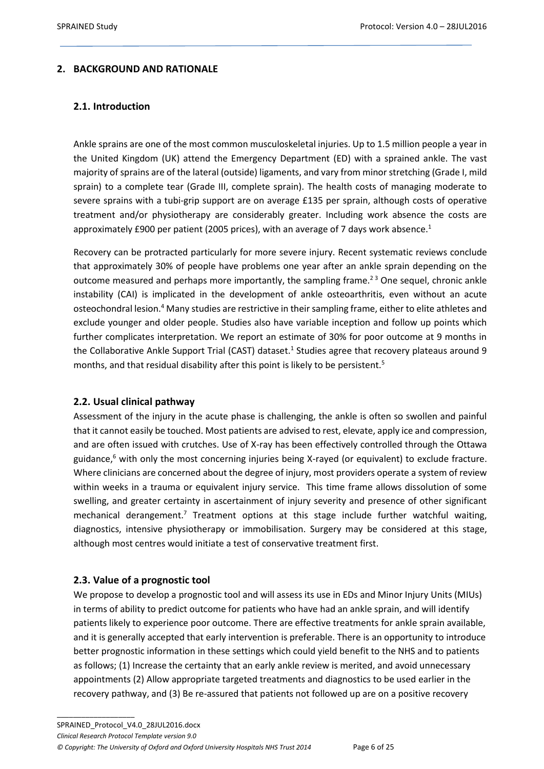## 2. BACKGROUND AND RATIONALE

### 2.1. Introduction

Ankle sprains are one of the most common musculoskeletal injuries. Up to 1.5 million people a year in the United Kingdom (UK) attend the Emergency Department (ED) with a sprained ankle. The vast majority of sprains are of the lateral (outside) ligaments, and vary from minor stretching (Grade I, mild sprain) to a complete tear (Grade III, complete sprain). The health costs of managing moderate to severe sprains with a tubi-grip support are on average £135 per sprain, although costs of operative treatment and/or physiotherapy are considerably greater. Including work absence the costs are approximately £900 per patient (2005 prices), with an average of 7 days work absence.[1]

Recovery can be protracted particularly for more severe injury. Recent systematic reviews conclude that approximately 30% of people have problems one year after an ankle sprain depending on the outcome measured and perhaps more importantly, the sampling frame.[2 3] One sequel, chronic ankle instability (CAI) is implicated in the development of ankle osteoarthritis, even without an acute osteochondral lesion.[4] Many studies are restrictive in their sampling frame, either to elite athletes and exclude younger and older people. Studies also have variable inception and follow up points which further complicates interpretation. We report an estimate of 30% for poor outcome at 9 months in the Collaborative Ankle Support Trial (CAST) dataset.[1] Studies agree that recovery plateaus around 9 months, and that residual disability after this point is likely to be persistent.[5]

### 2.2. Usual clinical pathway

Assessment of the injury in the acute phase is challenging, the ankle is often so swollen and painful that it cannot easily be touched. Most patients are advised to rest, elevate, apply ice and compression, and are often issued with crutches. Use of X-ray has been effectively controlled through the Ottawa guidance,[6] with only the most concerning injuries being X-rayed (or equivalent) to exclude fracture. Where clinicians are concerned about the degree of injury, most providers operate a system of review within weeks in a trauma or equivalent injury service. This time frame allows dissolution of some swelling, and greater certainty in ascertainment of injury severity and presence of other significant mechanical derangement.[7] Treatment options at this stage include further watchful waiting, diagnostics, intensive physiotherapy or immobilisation. Surgery may be considered at this stage, although most centres would initiate a test of conservative treatment first.

### 2.3. Value of a prognostic tool

We propose to develop a prognostic tool and will assess its use in EDs and Minor Injury Units (MIUs) in terms of ability to predict outcome for patients who have had an ankle sprain, and will identify patients likely to experience poor outcome. There are effective treatments for ankle sprain available, and it is generally accepted that early intervention is preferable. There is an opportunity to introduce better prognostic information in these settings which could yield benefit to the NHS and to patients as follows; (1) Increase the certainty that an early ankle review is merited, and avoid unnecessary appointments (2) Allow appropriate targeted treatments and diagnostics to be used earlier in the recovery pathway, and (3) Be re-assured that patients not followed up are on a positive recovery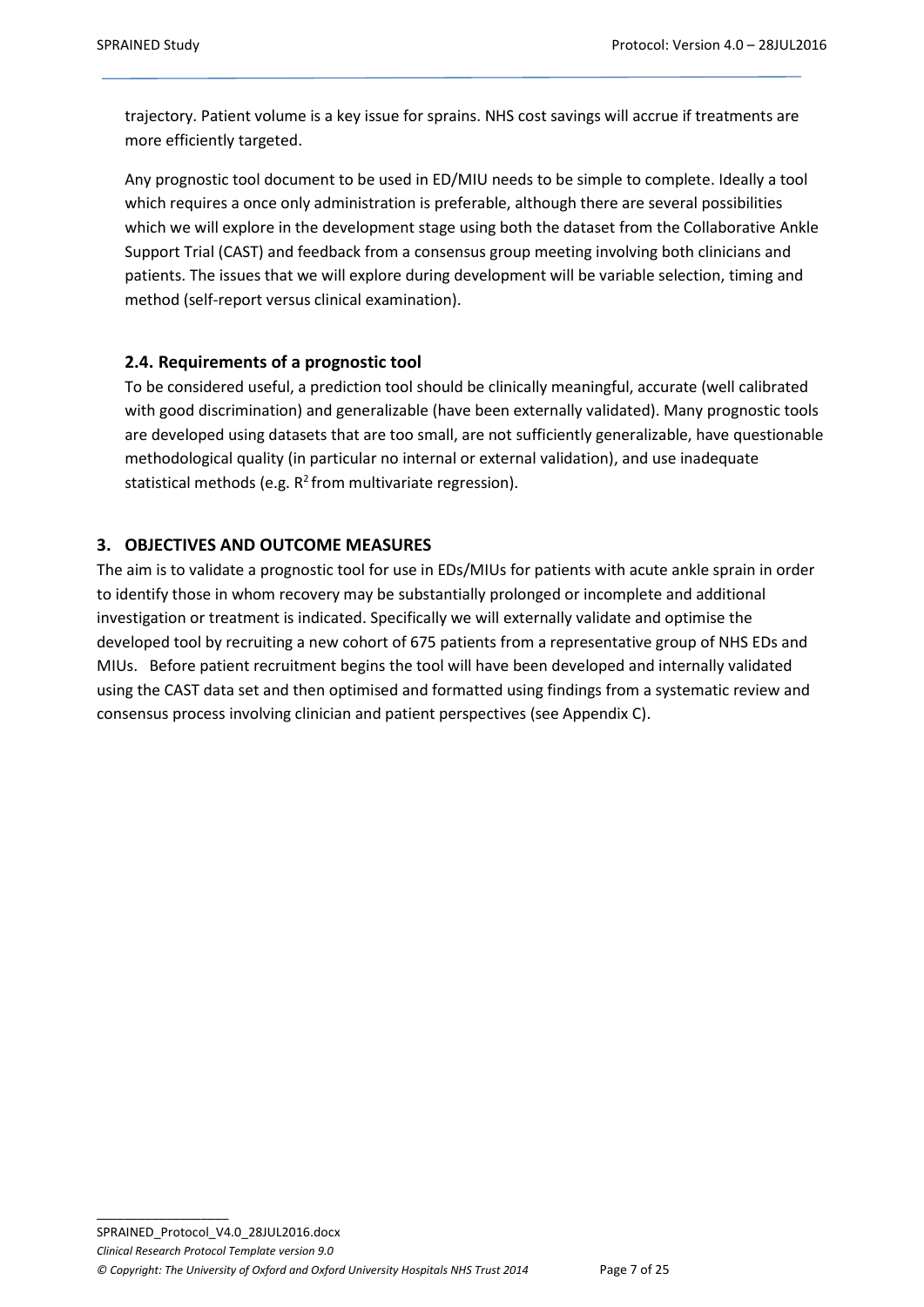trajectory. Patient volume is a key issue for sprains. NHS cost savings will accrue if treatments are more efficiently targeted.

Any prognostic tool document to be used in ED/MIU needs to be simple to complete. Ideally a tool which requires a once only administration is preferable, although there are several possibilities which we will explore in the development stage using both the dataset from the Collaborative Ankle Support Trial (CAST) and feedback from a consensus group meeting involving both clinicians and patients. The issues that we will explore during development will be variable selection, timing and method (self-report versus clinical examination).

### 2.4. Requirements of a prognostic tool

To be considered useful, a prediction tool should be clinically meaningful, accurate (well calibrated with good discrimination) and generalizable (have been externally validated). Many prognostic tools are developed using datasets that are too small, are not sufficiently generalizable, have questionable methodological quality (in particular no internal or external validation), and use inadequate statistical methods (e.g. $R^2$ from multivariate regression).

## 3. OBJECTIVES AND OUTCOME MEASURES

The aim is to validate a prognostic tool for use in EDs/MIUs for patients with acute ankle sprain in order to identify those in whom recovery may be substantially prolonged or incomplete and additional investigation or treatment is indicated. Specifically we will externally validate and optimise the developed tool by recruiting a new cohort of 675 patients from a representative group of NHS EDs and MIUs. Before patient recruitment begins the tool will have been developed and internally validated using the CAST data set and then optimised and formatted using findings from a systematic review and consensus process involving clinician and patient perspectives (see Appendix C).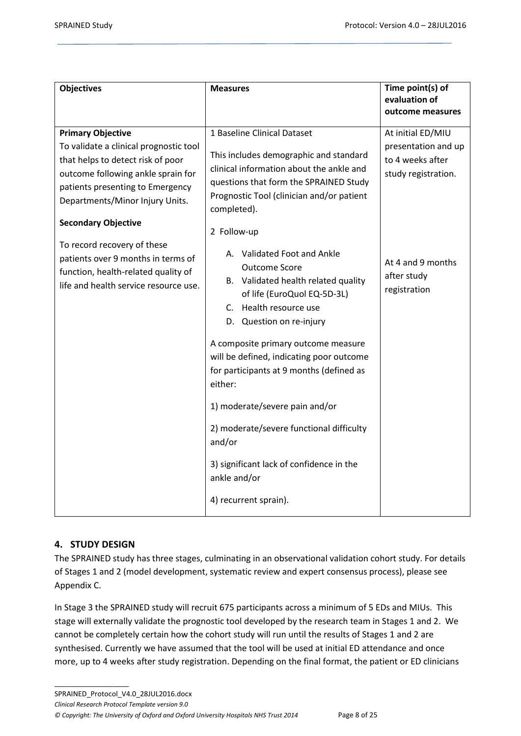| Objectives | Measures | Time point(s) of evaluation of outcome measures |
|---|---|---|
| **Primary Objective**<br>To validate a clinical prognostic tool that helps to detect risk of poor outcome following ankle sprain for patients presenting to Emergency Departments/Minor Injury Units.<br><br>**Secondary Objective**<br>To record recovery of these patients over 9 months in terms of function, health-related quality of life and health service resource use. | 1 Baseline Clinical Dataset<br><br>This includes demographic and standard clinical information about the ankle and questions that form the SPRAINED Study Prognostic Tool (clinician and/or patient completed).<br><br>2 Follow-up<br>A. Validated Foot and Ankle Outcome Score<br>B. Validated health related quality of life (EuroQuol EQ-5D-3L)<br>C. Health resource use<br>D. Question on re-injury<br><br>A composite primary outcome measure will be defined, indicating poor outcome for participants at 9 months (defined as either:<br><br>1) moderate/severe pain and/or<br><br>2) moderate/severe functional difficulty and/or<br><br>3) significant lack of confidence in the ankle and/or<br><br>4) recurrent sprain). | At initial ED/MIU presentation and up to 4 weeks after study registration.<br><br>At 4 and 9 months after study registration |

## 4. STUDY DESIGN

The SPRAINED study has three stages, culminating in an observational validation cohort study. For details of Stages 1 and 2 (model development, systematic review and expert consensus process), please see Appendix C.

In Stage 3 the SPRAINED study will recruit 675 participants across a minimum of 5 EDs and MIUs. This stage will externally validate the prognostic tool developed by the research team in Stages 1 and 2. We cannot be completely certain how the cohort study will run until the results of Stages 1 and 2 are synthesised. Currently we have assumed that the tool will be used at initial ED attendance and once more, up to 4 weeks after study registration. Depending on the final format, the patient or ED clinicians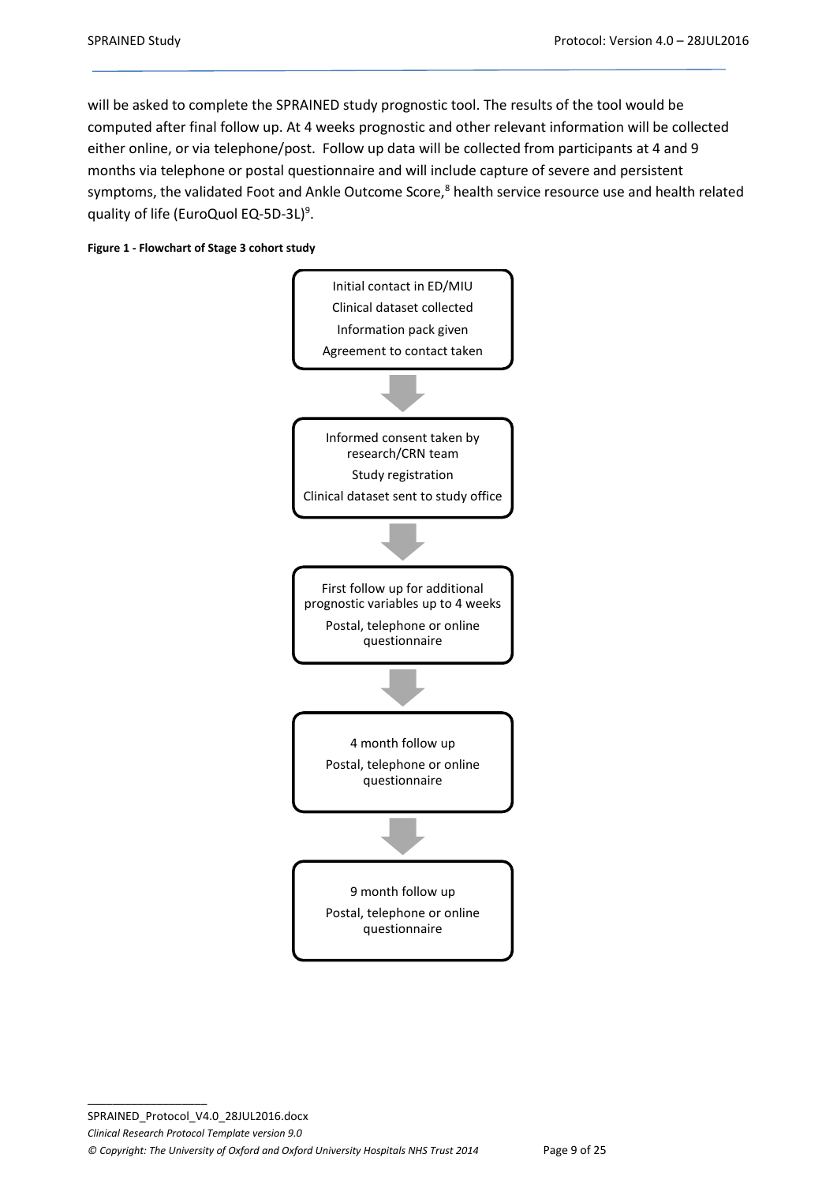will be asked to complete the SPRAINED study prognostic tool. The results of the tool would be computed after final follow up. At 4 weeks prognostic and other relevant information will be collected either online, or via telephone/post. Follow up data will be collected from participants at 4 and 9 months via telephone or postal questionnaire and will include capture of severe and persistent symptoms, the validated Foot and Ankle Outcome Score,[8] health service resource use and health related quality of life (EuroQuol EQ-5D-3L)[9].

**Figure 1 - Flowchart of Stage 3 cohort study**

Initial contact in ED/MIU
Clinical dataset collected
Information pack given
Agreement to contact taken

↓

Informed consent taken by research/CRN team
Study registration
Clinical dataset sent to study office

↓

First follow up for additional prognostic variables up to 4 weeks
Postal, telephone or online questionnaire

↓

4 month follow up
Postal, telephone or online questionnaire

↓

9 month follow up
Postal, telephone or online questionnaire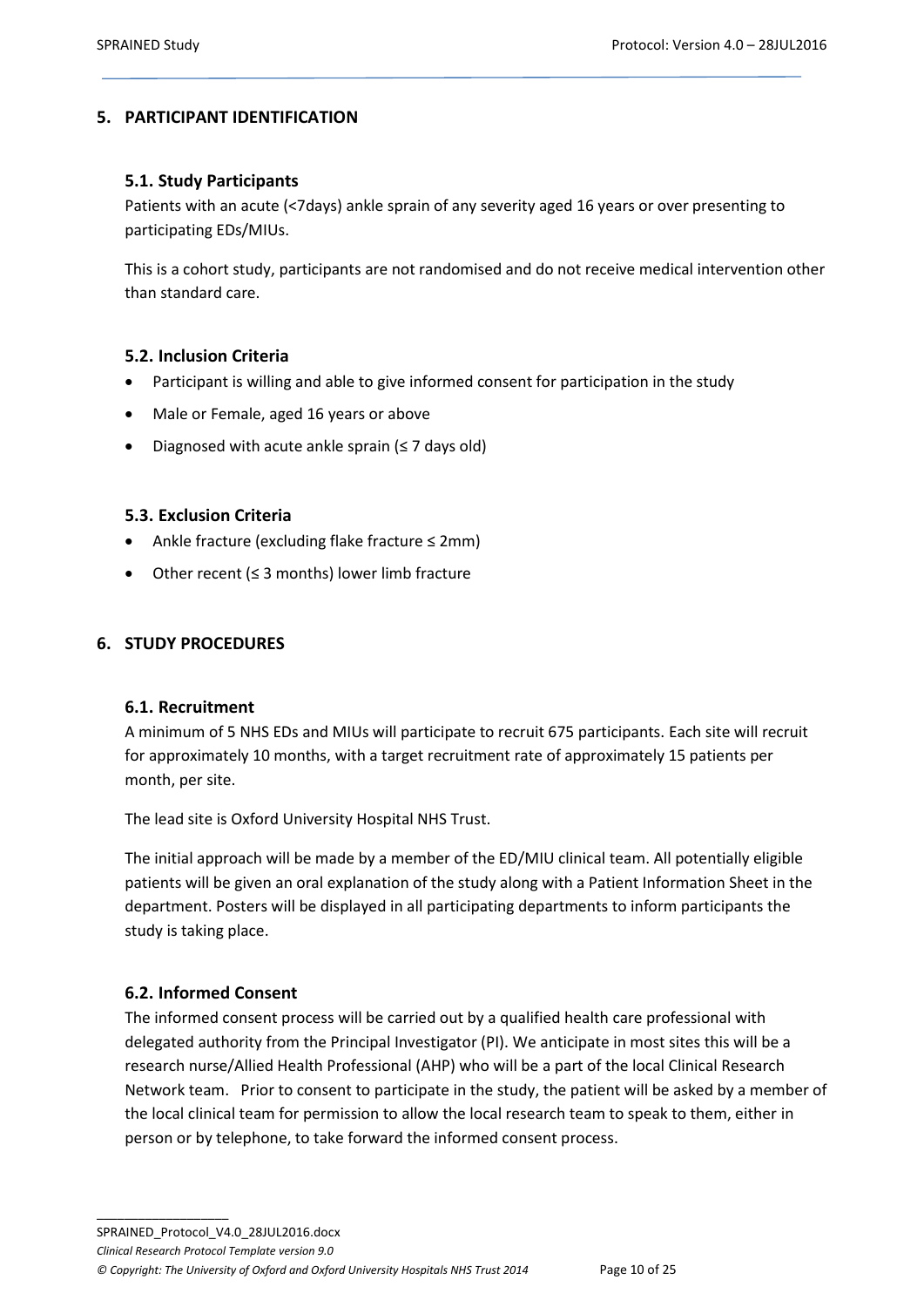## 5. PARTICIPANT IDENTIFICATION

### 5.1. Study Participants

Patients with an acute (<7days) ankle sprain of any severity aged 16 years or over presenting to participating EDs/MIUs.

This is a cohort study, participants are not randomised and do not receive medical intervention other than standard care.

### 5.2. Inclusion Criteria

- Participant is willing and able to give informed consent for participation in the study
- Male or Female, aged 16 years or above
- Diagnosed with acute ankle sprain (≤ 7 days old)

### 5.3. Exclusion Criteria

- Ankle fracture (excluding flake fracture ≤ 2mm)
- Other recent (≤ 3 months) lower limb fracture

## 6. STUDY PROCEDURES

### 6.1. Recruitment

A minimum of 5 NHS EDs and MIUs will participate to recruit 675 participants. Each site will recruit for approximately 10 months, with a target recruitment rate of approximately 15 patients per month, per site.

The lead site is Oxford University Hospital NHS Trust.

The initial approach will be made by a member of the ED/MIU clinical team. All potentially eligible patients will be given an oral explanation of the study along with a Patient Information Sheet in the department. Posters will be displayed in all participating departments to inform participants the study is taking place.

### 6.2. Informed Consent

The informed consent process will be carried out by a qualified health care professional with delegated authority from the Principal Investigator (PI). We anticipate in most sites this will be a research nurse/Allied Health Professional (AHP) who will be a part of the local Clinical Research Network team. Prior to consent to participate in the study, the patient will be asked by a member of the local clinical team for permission to allow the local research team to speak to them, either in person or by telephone, to take forward the informed consent process.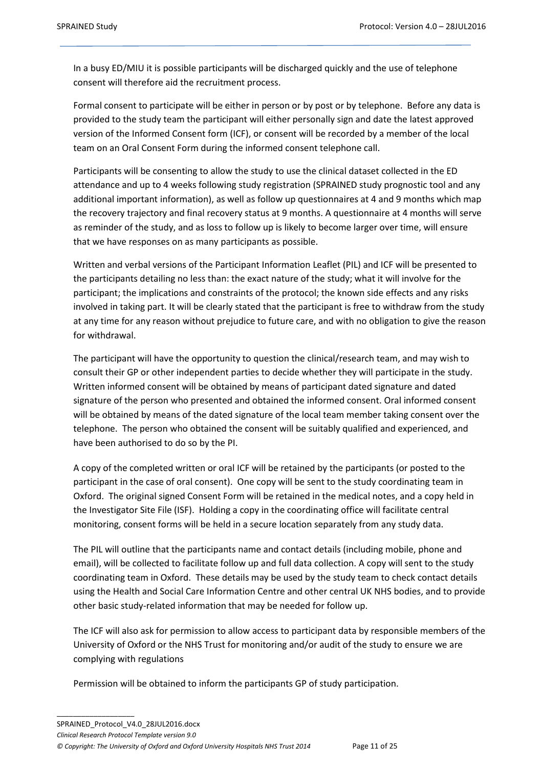In a busy ED/MIU it is possible participants will be discharged quickly and the use of telephone consent will therefore aid the recruitment process.

Formal consent to participate will be either in person or by post or by telephone. Before any data is provided to the study team the participant will either personally sign and date the latest approved version of the Informed Consent form (ICF), or consent will be recorded by a member of the local team on an Oral Consent Form during the informed consent telephone call.

Participants will be consenting to allow the study to use the clinical dataset collected in the ED attendance and up to 4 weeks following study registration (SPRAINED study prognostic tool and any additional important information), as well as follow up questionnaires at 4 and 9 months which map the recovery trajectory and final recovery status at 9 months. A questionnaire at 4 months will serve as reminder of the study, and as loss to follow up is likely to become larger over time, will ensure that we have responses on as many participants as possible.

Written and verbal versions of the Participant Information Leaflet (PIL) and ICF will be presented to the participants detailing no less than: the exact nature of the study; what it will involve for the participant; the implications and constraints of the protocol; the known side effects and any risks involved in taking part. It will be clearly stated that the participant is free to withdraw from the study at any time for any reason without prejudice to future care, and with no obligation to give the reason for withdrawal.

The participant will have the opportunity to question the clinical/research team, and may wish to consult their GP or other independent parties to decide whether they will participate in the study. Written informed consent will be obtained by means of participant dated signature and dated signature of the person who presented and obtained the informed consent. Oral informed consent will be obtained by means of the dated signature of the local team member taking consent over the telephone. The person who obtained the consent will be suitably qualified and experienced, and have been authorised to do so by the PI.

A copy of the completed written or oral ICF will be retained by the participants (or posted to the participant in the case of oral consent). One copy will be sent to the study coordinating team in Oxford. The original signed Consent Form will be retained in the medical notes, and a copy held in the Investigator Site File (ISF). Holding a copy in the coordinating office will facilitate central monitoring, consent forms will be held in a secure location separately from any study data.

The PIL will outline that the participants name and contact details (including mobile, phone and email), will be collected to facilitate follow up and full data collection. A copy will sent to the study coordinating team in Oxford. These details may be used by the study team to check contact details using the Health and Social Care Information Centre and other central UK NHS bodies, and to provide other basic study-related information that may be needed for follow up.

The ICF will also ask for permission to allow access to participant data by responsible members of the University of Oxford or the NHS Trust for monitoring and/or audit of the study to ensure we are complying with regulations

Permission will be obtained to inform the participants GP of study participation.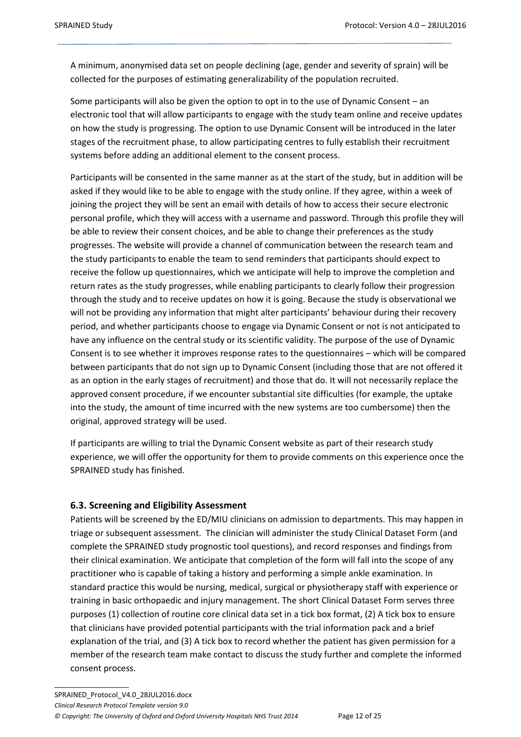A minimum, anonymised data set on people declining (age, gender and severity of sprain) will be collected for the purposes of estimating generalizability of the population recruited.

Some participants will also be given the option to opt in to the use of Dynamic Consent – an electronic tool that will allow participants to engage with the study team online and receive updates on how the study is progressing. The option to use Dynamic Consent will be introduced in the later stages of the recruitment phase, to allow participating centres to fully establish their recruitment systems before adding an additional element to the consent process.

Participants will be consented in the same manner as at the start of the study, but in addition will be asked if they would like to be able to engage with the study online. If they agree, within a week of joining the project they will be sent an email with details of how to access their secure electronic personal profile, which they will access with a username and password. Through this profile they will be able to review their consent choices, and be able to change their preferences as the study progresses. The website will provide a channel of communication between the research team and the study participants to enable the team to send reminders that participants should expect to receive the follow up questionnaires, which we anticipate will help to improve the completion and return rates as the study progresses, while enabling participants to clearly follow their progression through the study and to receive updates on how it is going. Because the study is observational we will not be providing any information that might alter participants' behaviour during their recovery period, and whether participants choose to engage via Dynamic Consent or not is not anticipated to have any influence on the central study or its scientific validity. The purpose of the use of Dynamic Consent is to see whether it improves response rates to the questionnaires – which will be compared between participants that do not sign up to Dynamic Consent (including those that are not offered it as an option in the early stages of recruitment) and those that do. It will not necessarily replace the approved consent procedure, if we encounter substantial site difficulties (for example, the uptake into the study, the amount of time incurred with the new systems are too cumbersome) then the original, approved strategy will be used.

If participants are willing to trial the Dynamic Consent website as part of their research study experience, we will offer the opportunity for them to provide comments on this experience once the SPRAINED study has finished.

### 6.3. Screening and Eligibility Assessment

Patients will be screened by the ED/MIU clinicians on admission to departments. This may happen in triage or subsequent assessment. The clinician will administer the study Clinical Dataset Form (and complete the SPRAINED study prognostic tool questions), and record responses and findings from their clinical examination. We anticipate that completion of the form will fall into the scope of any practitioner who is capable of taking a history and performing a simple ankle examination. In standard practice this would be nursing, medical, surgical or physiotherapy staff with experience or training in basic orthopaedic and injury management. The short Clinical Dataset Form serves three purposes (1) collection of routine core clinical data set in a tick box format, (2) A tick box to ensure that clinicians have provided potential participants with the trial information pack and a brief explanation of the trial, and (3) A tick box to record whether the patient has given permission for a member of the research team make contact to discuss the study further and complete the informed consent process.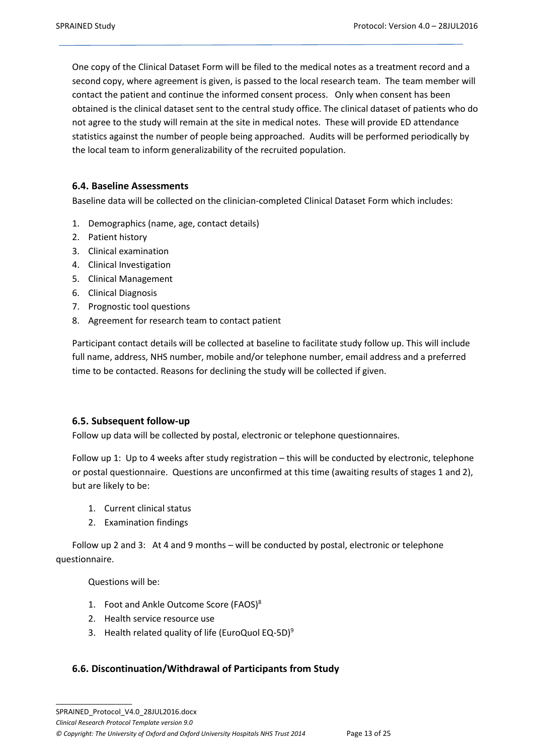One copy of the Clinical Dataset Form will be filed to the medical notes as a treatment record and a second copy, where agreement is given, is passed to the local research team. The team member will contact the patient and continue the informed consent process. Only when consent has been obtained is the clinical dataset sent to the central study office. The clinical dataset of patients who do not agree to the study will remain at the site in medical notes. These will provide ED attendance statistics against the number of people being approached. Audits will be performed periodically by the local team to inform generalizability of the recruited population.

### 6.4. Baseline Assessments

Baseline data will be collected on the clinician-completed Clinical Dataset Form which includes:

1. Demographics (name, age, contact details)
2. Patient history
3. Clinical examination
4. Clinical Investigation
5. Clinical Management
6. Clinical Diagnosis
7. Prognostic tool questions
8. Agreement for research team to contact patient

Participant contact details will be collected at baseline to facilitate study follow up. This will include full name, address, NHS number, mobile and/or telephone number, email address and a preferred time to be contacted. Reasons for declining the study will be collected if given.

### 6.5. Subsequent follow-up

Follow up data will be collected by postal, electronic or telephone questionnaires.

Follow up 1: Up to 4 weeks after study registration – this will be conducted by electronic, telephone or postal questionnaire. Questions are unconfirmed at this time (awaiting results of stages 1 and 2), but are likely to be:

1. Current clinical status
2. Examination findings

Follow up 2 and 3: At 4 and 9 months – will be conducted by postal, electronic or telephone questionnaire.

Questions will be:

1. Foot and Ankle Outcome Score (FAOS)[8]
2. Health service resource use
3. Health related quality of life (EuroQuol EQ-5D)[9]

### 6.6. Discontinuation/Withdrawal of Participants from Study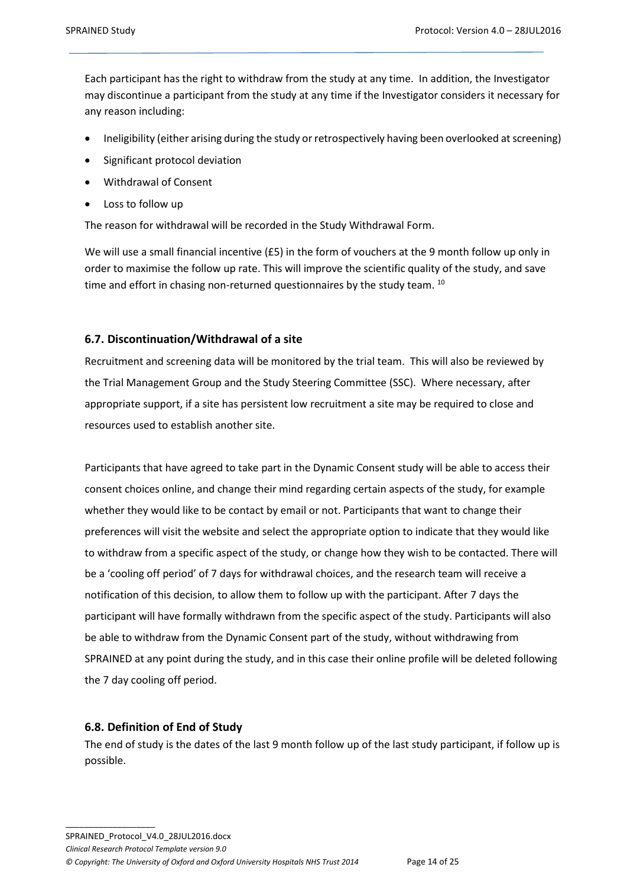Each participant has the right to withdraw from the study at any time. In addition, the Investigator may discontinue a participant from the study at any time if the Investigator considers it necessary for any reason including:

- Ineligibility (either arising during the study or retrospectively having been overlooked at screening)
- Significant protocol deviation
- Withdrawal of Consent
- Loss to follow up

The reason for withdrawal will be recorded in the Study Withdrawal Form.

We will use a small financial incentive (£5) in the form of vouchers at the 9 month follow up only in order to maximise the follow up rate. This will improve the scientific quality of the study, and save time and effort in chasing non-returned questionnaires by the study team. [10]

### 6.7. Discontinuation/Withdrawal of a site

Recruitment and screening data will be monitored by the trial team. This will also be reviewed by the Trial Management Group and the Study Steering Committee (SSC). Where necessary, after appropriate support, if a site has persistent low recruitment a site may be required to close and resources used to establish another site.

Participants that have agreed to take part in the Dynamic Consent study will be able to access their consent choices online, and change their mind regarding certain aspects of the study, for example whether they would like to be contact by email or not. Participants that want to change their preferences will visit the website and select the appropriate option to indicate that they would like to withdraw from a specific aspect of the study, or change how they wish to be contacted. There will be a 'cooling off period' of 7 days for withdrawal choices, and the research team will receive a notification of this decision, to allow them to follow up with the participant. After 7 days the participant will have formally withdrawn from the specific aspect of the study. Participants will also be able to withdraw from the Dynamic Consent part of the study, without withdrawing from SPRAINED at any point during the study, and in this case their online profile will be deleted following the 7 day cooling off period.

### 6.8. Definition of End of Study

The end of study is the dates of the last 9 month follow up of the last study participant, if follow up is possible.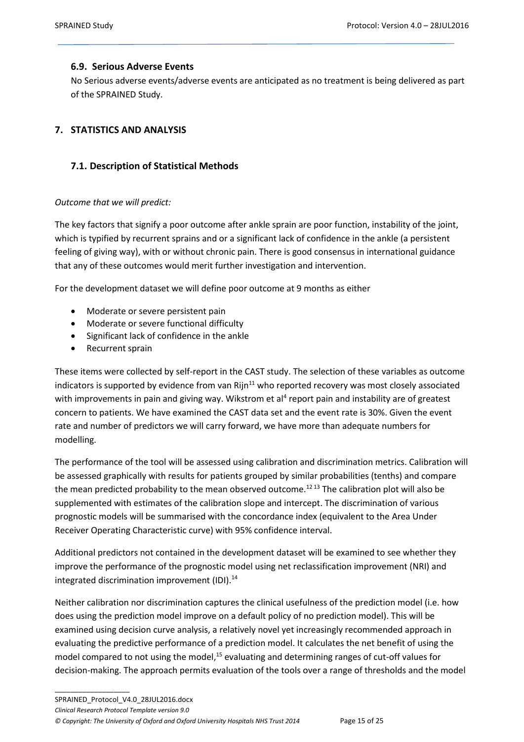### 6.9. Serious Adverse Events

No Serious adverse events/adverse events are anticipated as no treatment is being delivered as part of the SPRAINED Study.

## 7. STATISTICS AND ANALYSIS

### 7.1. Description of Statistical Methods

*Outcome that we will predict:*

The key factors that signify a poor outcome after ankle sprain are poor function, instability of the joint, which is typified by recurrent sprains and or a significant lack of confidence in the ankle (a persistent feeling of giving way), with or without chronic pain. There is good consensus in international guidance that any of these outcomes would merit further investigation and intervention.

For the development dataset we will define poor outcome at 9 months as either

- Moderate or severe persistent pain
- Moderate or severe functional difficulty
- Significant lack of confidence in the ankle
- Recurrent sprain

These items were collected by self-report in the CAST study. The selection of these variables as outcome indicators is supported by evidence from van Rijn[11] who reported recovery was most closely associated with improvements in pain and giving way. Wikstrom et al[4] report pain and instability are of greatest concern to patients. We have examined the CAST data set and the event rate is 30%. Given the event rate and number of predictors we will carry forward, we have more than adequate numbers for modelling.

The performance of the tool will be assessed using calibration and discrimination metrics. Calibration will be assessed graphically with results for patients grouped by similar probabilities (tenths) and compare the mean predicted probability to the mean observed outcome.[12 13] The calibration plot will also be supplemented with estimates of the calibration slope and intercept. The discrimination of various prognostic models will be summarised with the concordance index (equivalent to the Area Under Receiver Operating Characteristic curve) with 95% confidence interval.

Additional predictors not contained in the development dataset will be examined to see whether they improve the performance of the prognostic model using net reclassification improvement (NRI) and integrated discrimination improvement (IDI).[14]

Neither calibration nor discrimination captures the clinical usefulness of the prediction model (i.e. how does using the prediction model improve on a default policy of no prediction model). This will be examined using decision curve analysis, a relatively novel yet increasingly recommended approach in evaluating the predictive performance of a prediction model. It calculates the net benefit of using the model compared to not using the model,[15] evaluating and determining ranges of cut-off values for decision-making. The approach permits evaluation of the tools over a range of thresholds and the model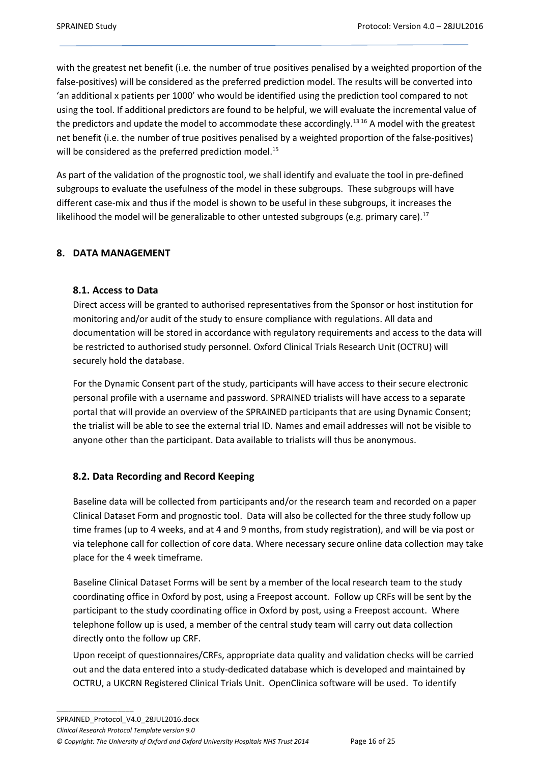with the greatest net benefit (i.e. the number of true positives penalised by a weighted proportion of the false-positives) will be considered as the preferred prediction model. The results will be converted into 'an additional x patients per 1000' who would be identified using the prediction tool compared to not using the tool. If additional predictors are found to be helpful, we will evaluate the incremental value of the predictors and update the model to accommodate these accordingly.[13 16] A model with the greatest net benefit (i.e. the number of true positives penalised by a weighted proportion of the false-positives) will be considered as the preferred prediction model.[15]

As part of the validation of the prognostic tool, we shall identify and evaluate the tool in pre-defined subgroups to evaluate the usefulness of the model in these subgroups. These subgroups will have different case-mix and thus if the model is shown to be useful in these subgroups, it increases the likelihood the model will be generalizable to other untested subgroups (e.g. primary care).[17]

## 8. DATA MANAGEMENT

### 8.1. Access to Data

Direct access will be granted to authorised representatives from the Sponsor or host institution for monitoring and/or audit of the study to ensure compliance with regulations. All data and documentation will be stored in accordance with regulatory requirements and access to the data will be restricted to authorised study personnel. Oxford Clinical Trials Research Unit (OCTRU) will securely hold the database.

For the Dynamic Consent part of the study, participants will have access to their secure electronic personal profile with a username and password. SPRAINED trialists will have access to a separate portal that will provide an overview of the SPRAINED participants that are using Dynamic Consent; the trialist will be able to see the external trial ID. Names and email addresses will not be visible to anyone other than the participant. Data available to trialists will thus be anonymous.

### 8.2. Data Recording and Record Keeping

Baseline data will be collected from participants and/or the research team and recorded on a paper Clinical Dataset Form and prognostic tool. Data will also be collected for the three study follow up time frames (up to 4 weeks, and at 4 and 9 months, from study registration), and will be via post or via telephone call for collection of core data. Where necessary secure online data collection may take place for the 4 week timeframe.

Baseline Clinical Dataset Forms will be sent by a member of the local research team to the study coordinating office in Oxford by post, using a Freepost account. Follow up CRFs will be sent by the participant to the study coordinating office in Oxford by post, using a Freepost account. Where telephone follow up is used, a member of the central study team will carry out data collection directly onto the follow up CRF.

Upon receipt of questionnaires/CRFs, appropriate data quality and validation checks will be carried out and the data entered into a study-dedicated database which is developed and maintained by OCTRU, a UKCRN Registered Clinical Trials Unit. OpenClinica software will be used. To identify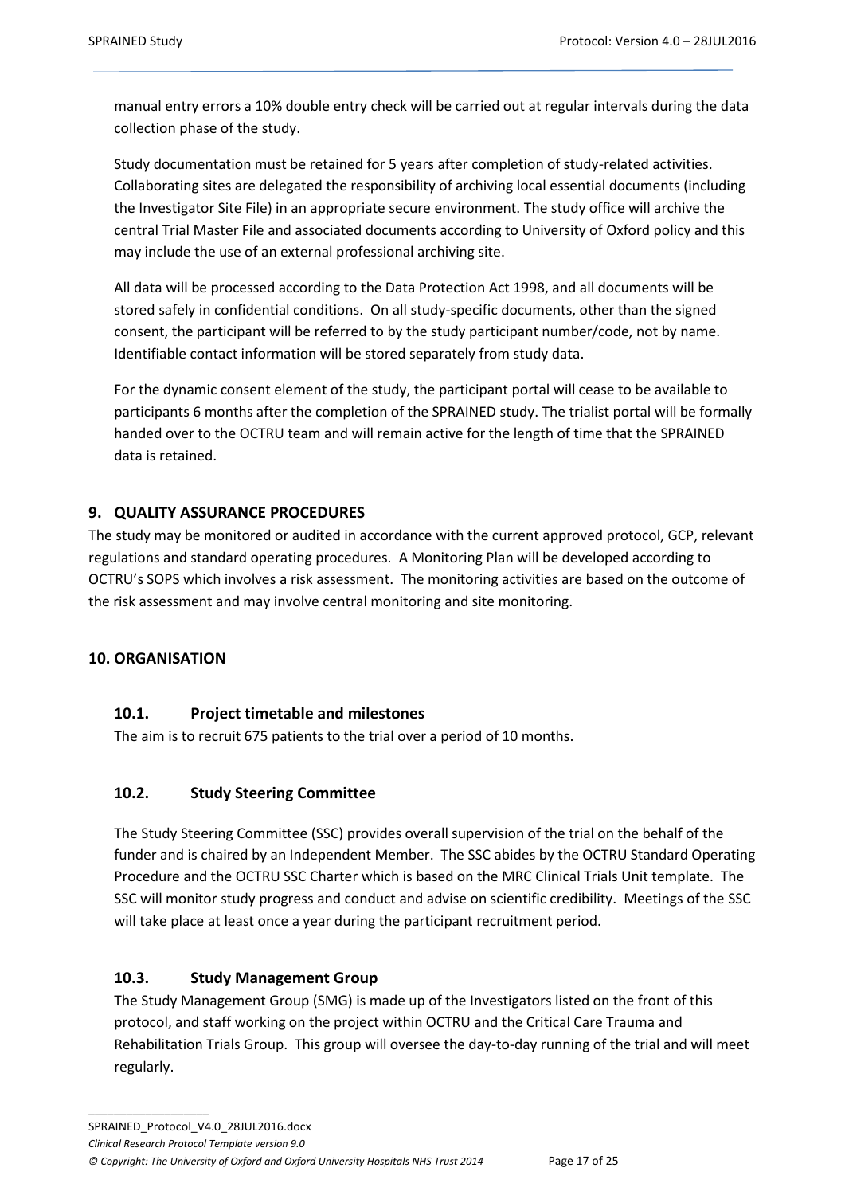manual entry errors a 10% double entry check will be carried out at regular intervals during the data collection phase of the study.

Study documentation must be retained for 5 years after completion of study-related activities. Collaborating sites are delegated the responsibility of archiving local essential documents (including the Investigator Site File) in an appropriate secure environment. The study office will archive the central Trial Master File and associated documents according to University of Oxford policy and this may include the use of an external professional archiving site.

All data will be processed according to the Data Protection Act 1998, and all documents will be stored safely in confidential conditions. On all study-specific documents, other than the signed consent, the participant will be referred to by the study participant number/code, not by name. Identifiable contact information will be stored separately from study data.

For the dynamic consent element of the study, the participant portal will cease to be available to participants 6 months after the completion of the SPRAINED study. The trialist portal will be formally handed over to the OCTRU team and will remain active for the length of time that the SPRAINED data is retained.

## 9. QUALITY ASSURANCE PROCEDURES

The study may be monitored or audited in accordance with the current approved protocol, GCP, relevant regulations and standard operating procedures. A Monitoring Plan will be developed according to OCTRU's SOPS which involves a risk assessment. The monitoring activities are based on the outcome of the risk assessment and may involve central monitoring and site monitoring.

## 10. ORGANISATION

### 10.1. Project timetable and milestones

The aim is to recruit 675 patients to the trial over a period of 10 months.

### 10.2. Study Steering Committee

The Study Steering Committee (SSC) provides overall supervision of the trial on the behalf of the funder and is chaired by an Independent Member. The SSC abides by the OCTRU Standard Operating Procedure and the OCTRU SSC Charter which is based on the MRC Clinical Trials Unit template. The SSC will monitor study progress and conduct and advise on scientific credibility. Meetings of the SSC will take place at least once a year during the participant recruitment period.

### 10.3. Study Management Group

The Study Management Group (SMG) is made up of the Investigators listed on the front of this protocol, and staff working on the project within OCTRU and the Critical Care Trauma and Rehabilitation Trials Group. This group will oversee the day-to-day running of the trial and will meet regularly.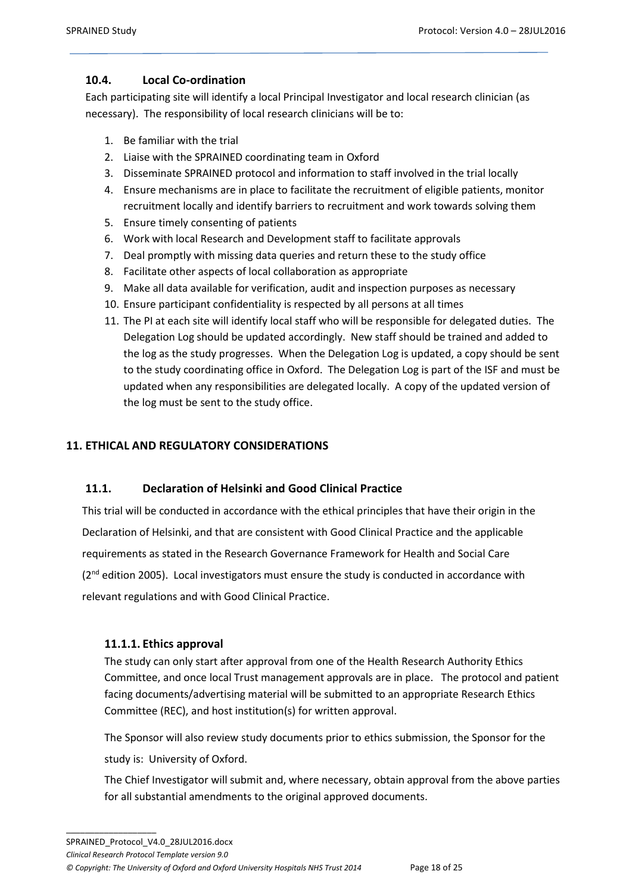### 10.4. Local Co-ordination

Each participating site will identify a local Principal Investigator and local research clinician (as necessary). The responsibility of local research clinicians will be to:

1. Be familiar with the trial
2. Liaise with the SPRAINED coordinating team in Oxford
3. Disseminate SPRAINED protocol and information to staff involved in the trial locally
4. Ensure mechanisms are in place to facilitate the recruitment of eligible patients, monitor recruitment locally and identify barriers to recruitment and work towards solving them
5. Ensure timely consenting of patients
6. Work with local Research and Development staff to facilitate approvals
7. Deal promptly with missing data queries and return these to the study office
8. Facilitate other aspects of local collaboration as appropriate
9. Make all data available for verification, audit and inspection purposes as necessary
10. Ensure participant confidentiality is respected by all persons at all times
11. The PI at each site will identify local staff who will be responsible for delegated duties. The Delegation Log should be updated accordingly. New staff should be trained and added to the log as the study progresses. When the Delegation Log is updated, a copy should be sent to the study coordinating office in Oxford. The Delegation Log is part of the ISF and must be updated when any responsibilities are delegated locally. A copy of the updated version of the log must be sent to the study office.

## 11. ETHICAL AND REGULATORY CONSIDERATIONS

### 11.1. Declaration of Helsinki and Good Clinical Practice

This trial will be conducted in accordance with the ethical principles that have their origin in the Declaration of Helsinki, and that are consistent with Good Clinical Practice and the applicable requirements as stated in the Research Governance Framework for Health and Social Care (2nd edition 2005). Local investigators must ensure the study is conducted in accordance with relevant regulations and with Good Clinical Practice.

#### 11.1.1. Ethics approval

The study can only start after approval from one of the Health Research Authority Ethics Committee, and once local Trust management approvals are in place. The protocol and patient facing documents/advertising material will be submitted to an appropriate Research Ethics Committee (REC), and host institution(s) for written approval.

The Sponsor will also review study documents prior to ethics submission, the Sponsor for the study is: University of Oxford.

The Chief Investigator will submit and, where necessary, obtain approval from the above parties for all substantial amendments to the original approved documents.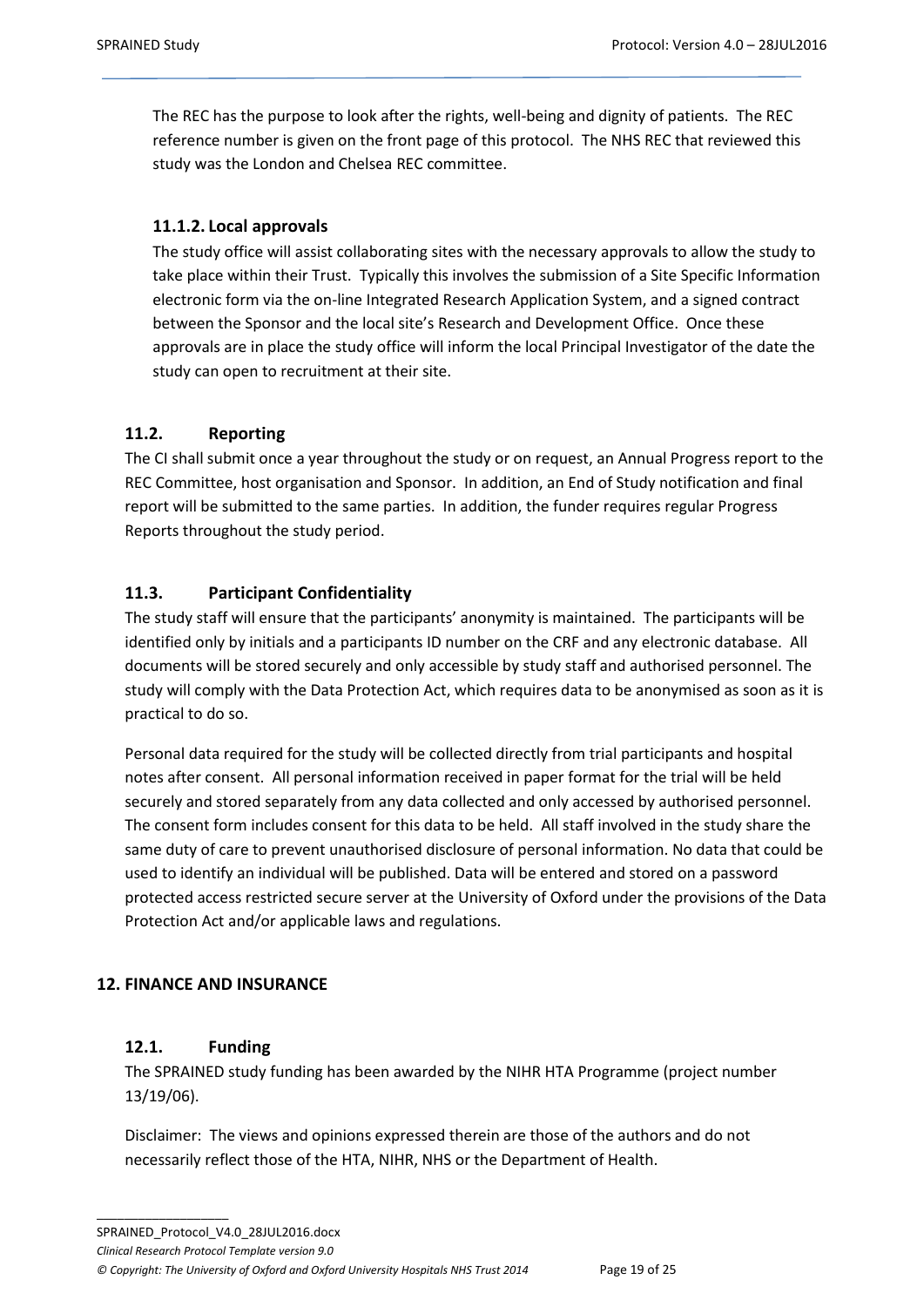The REC has the purpose to look after the rights, well-being and dignity of patients. The REC reference number is given on the front page of this protocol. The NHS REC that reviewed this study was the London and Chelsea REC committee.

#### 11.1.2. Local approvals

The study office will assist collaborating sites with the necessary approvals to allow the study to take place within their Trust. Typically this involves the submission of a Site Specific Information electronic form via the on-line Integrated Research Application System, and a signed contract between the Sponsor and the local site's Research and Development Office. Once these approvals are in place the study office will inform the local Principal Investigator of the date the study can open to recruitment at their site.

### 11.2. Reporting

The CI shall submit once a year throughout the study or on request, an Annual Progress report to the REC Committee, host organisation and Sponsor. In addition, an End of Study notification and final report will be submitted to the same parties. In addition, the funder requires regular Progress Reports throughout the study period.

### 11.3. Participant Confidentiality

The study staff will ensure that the participants' anonymity is maintained. The participants will be identified only by initials and a participants ID number on the CRF and any electronic database. All documents will be stored securely and only accessible by study staff and authorised personnel. The study will comply with the Data Protection Act, which requires data to be anonymised as soon as it is practical to do so.

Personal data required for the study will be collected directly from trial participants and hospital notes after consent. All personal information received in paper format for the trial will be held securely and stored separately from any data collected and only accessed by authorised personnel. The consent form includes consent for this data to be held. All staff involved in the study share the same duty of care to prevent unauthorised disclosure of personal information. No data that could be used to identify an individual will be published. Data will be entered and stored on a password protected access restricted secure server at the University of Oxford under the provisions of the Data Protection Act and/or applicable laws and regulations.

## 12. FINANCE AND INSURANCE

### 12.1. Funding

The SPRAINED study funding has been awarded by the NIHR HTA Programme (project number 13/19/06).

Disclaimer: The views and opinions expressed therein are those of the authors and do not necessarily reflect those of the HTA, NIHR, NHS or the Department of Health.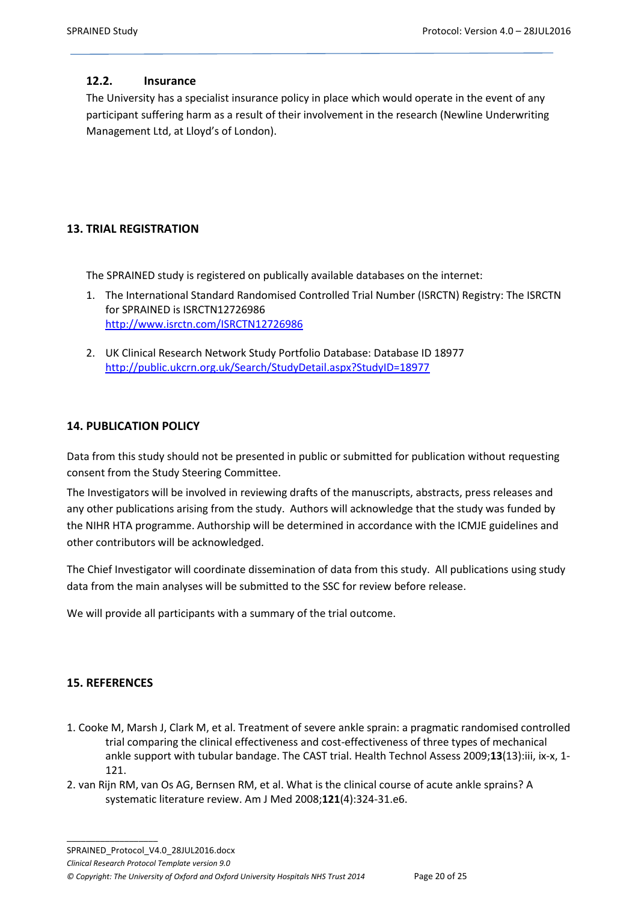### 12.2. Insurance

The University has a specialist insurance policy in place which would operate in the event of any participant suffering harm as a result of their involvement in the research (Newline Underwriting Management Ltd, at Lloyd's of London).

## 13. TRIAL REGISTRATION

The SPRAINED study is registered on publically available databases on the internet:

1. The International Standard Randomised Controlled Trial Number (ISRCTN) Registry: The ISRCTN for SPRAINED is ISRCTN12726986
   http://www.isrctn.com/ISRCTN12726986

2. UK Clinical Research Network Study Portfolio Database: Database ID 18977
   http://public.ukcrn.org.uk/Search/StudyDetail.aspx?StudyID=18977

## 14. PUBLICATION POLICY

Data from this study should not be presented in public or submitted for publication without requesting consent from the Study Steering Committee.

The Investigators will be involved in reviewing drafts of the manuscripts, abstracts, press releases and any other publications arising from the study. Authors will acknowledge that the study was funded by the NIHR HTA programme. Authorship will be determined in accordance with the ICMJE guidelines and other contributors will be acknowledged.

The Chief Investigator will coordinate dissemination of data from this study. All publications using study data from the main analyses will be submitted to the SSC for review before release.

We will provide all participants with a summary of the trial outcome.

## 15. REFERENCES

1. Cooke M, Marsh J, Clark M, et al. Treatment of severe ankle sprain: a pragmatic randomised controlled trial comparing the clinical effectiveness and cost-effectiveness of three types of mechanical ankle support with tubular bandage. The CAST trial. Health Technol Assess 2009;**13**(13):iii, ix-x, 1-121.
2. van Rijn RM, van Os AG, Bernsen RM, et al. What is the clinical course of acute ankle sprains? A systematic literature review. Am J Med 2008;**121**(4):324-31.e6.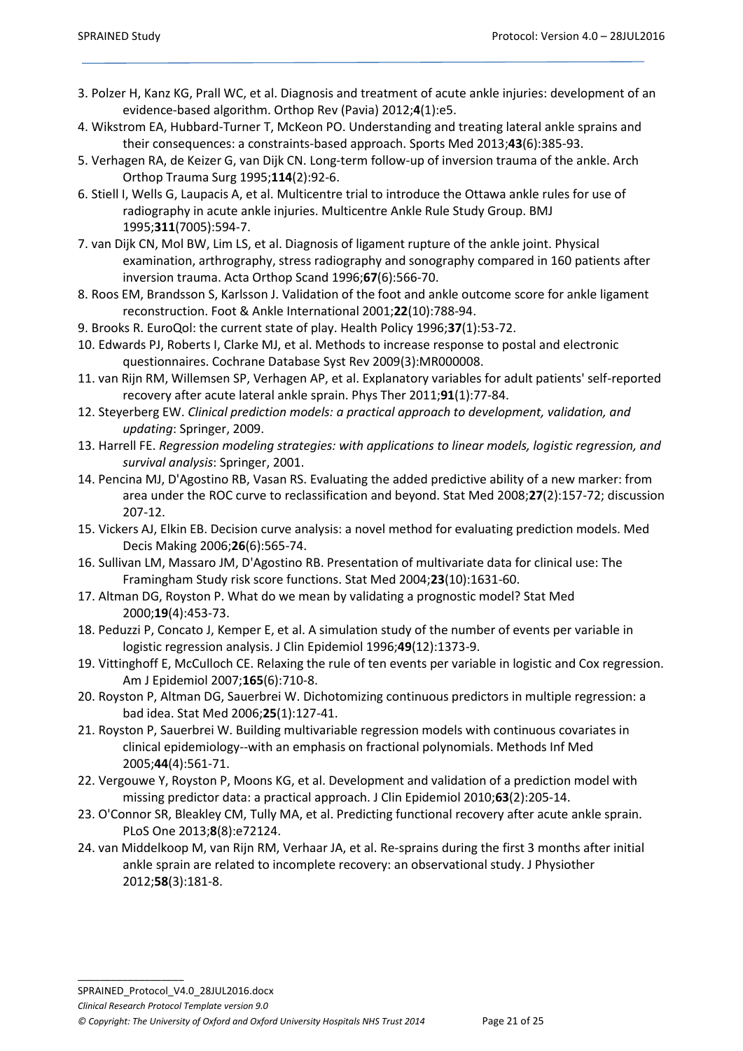3. Polzer H, Kanz KG, Prall WC, et al. Diagnosis and treatment of acute ankle injuries: development of an evidence-based algorithm. Orthop Rev (Pavia) 2012;**4**(1):e5.
4. Wikstrom EA, Hubbard-Turner T, McKeon PO. Understanding and treating lateral ankle sprains and their consequences: a constraints-based approach. Sports Med 2013;**43**(6):385-93.
5. Verhagen RA, de Keizer G, van Dijk CN. Long-term follow-up of inversion trauma of the ankle. Arch Orthop Trauma Surg 1995;**114**(2):92-6.
6. Stiell I, Wells G, Laupacis A, et al. Multicentre trial to introduce the Ottawa ankle rules for use of radiography in acute ankle injuries. Multicentre Ankle Rule Study Group. BMJ 1995;**311**(7005):594-7.
7. van Dijk CN, Mol BW, Lim LS, et al. Diagnosis of ligament rupture of the ankle joint. Physical examination, arthrography, stress radiography and sonography compared in 160 patients after inversion trauma. Acta Orthop Scand 1996;**67**(6):566-70.
8. Roos EM, Brandsson S, Karlsson J. Validation of the foot and ankle outcome score for ankle ligament reconstruction. Foot & Ankle International 2001;**22**(10):788-94.
9. Brooks R. EuroQol: the current state of play. Health Policy 1996;**37**(1):53-72.
10. Edwards PJ, Roberts I, Clarke MJ, et al. Methods to increase response to postal and electronic questionnaires. Cochrane Database Syst Rev 2009(3):MR000008.
11. van Rijn RM, Willemsen SP, Verhagen AP, et al. Explanatory variables for adult patients' self-reported recovery after acute lateral ankle sprain. Phys Ther 2011;**91**(1):77-84.
12. Steyerberg EW. *Clinical prediction models: a practical approach to development, validation, and updating*: Springer, 2009.
13. Harrell FE. *Regression modeling strategies: with applications to linear models, logistic regression, and survival analysis*: Springer, 2001.
14. Pencina MJ, D'Agostino RB, Vasan RS. Evaluating the added predictive ability of a new marker: from area under the ROC curve to reclassification and beyond. Stat Med 2008;**27**(2):157-72; discussion 207-12.
15. Vickers AJ, Elkin EB. Decision curve analysis: a novel method for evaluating prediction models. Med Decis Making 2006;**26**(6):565-74.
16. Sullivan LM, Massaro JM, D'Agostino RB. Presentation of multivariate data for clinical use: The Framingham Study risk score functions. Stat Med 2004;**23**(10):1631-60.
17. Altman DG, Royston P. What do we mean by validating a prognostic model? Stat Med 2000;**19**(4):453-73.
18. Peduzzi P, Concato J, Kemper E, et al. A simulation study of the number of events per variable in logistic regression analysis. J Clin Epidemiol 1996;**49**(12):1373-9.
19. Vittinghoff E, McCulloch CE. Relaxing the rule of ten events per variable in logistic and Cox regression. Am J Epidemiol 2007;**165**(6):710-8.
20. Royston P, Altman DG, Sauerbrei W. Dichotomizing continuous predictors in multiple regression: a bad idea. Stat Med 2006;**25**(1):127-41.
21. Royston P, Sauerbrei W. Building multivariable regression models with continuous covariates in clinical epidemiology--with an emphasis on fractional polynomials. Methods Inf Med 2005;**44**(4):561-71.
22. Vergouwe Y, Royston P, Moons KG, et al. Development and validation of a prediction model with missing predictor data: a practical approach. J Clin Epidemiol 2010;**63**(2):205-14.
23. O'Connor SR, Bleakley CM, Tully MA, et al. Predicting functional recovery after acute ankle sprain. PLoS One 2013;**8**(8):e72124.
24. van Middelkoop M, van Rijn RM, Verhaar JA, et al. Re-sprains during the first 3 months after initial ankle sprain are related to incomplete recovery: an observational study. J Physiother 2012;**58**(3):181-8.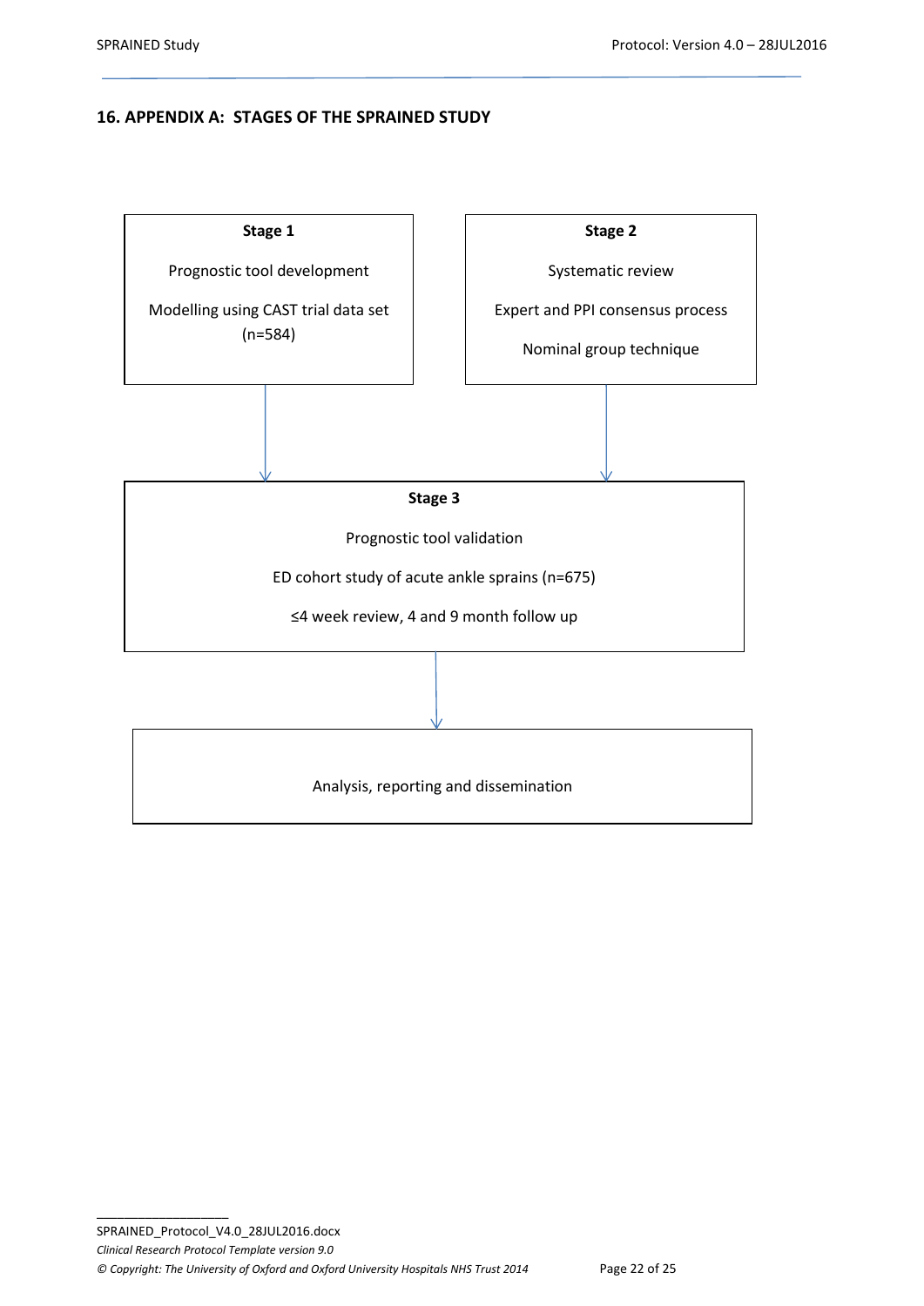## 16. APPENDIX A: STAGES OF THE SPRAINED STUDY

**Stage 1**

Prognostic tool development

Modelling using CAST trial data set (n=584)

**Stage 2**

Systematic review

Expert and PPI consensus process

Nominal group technique

**Stage 3**

Prognostic tool validation

ED cohort study of acute ankle sprains (n=675)

≤4 week review, 4 and 9 month follow up

Analysis, reporting and dissemination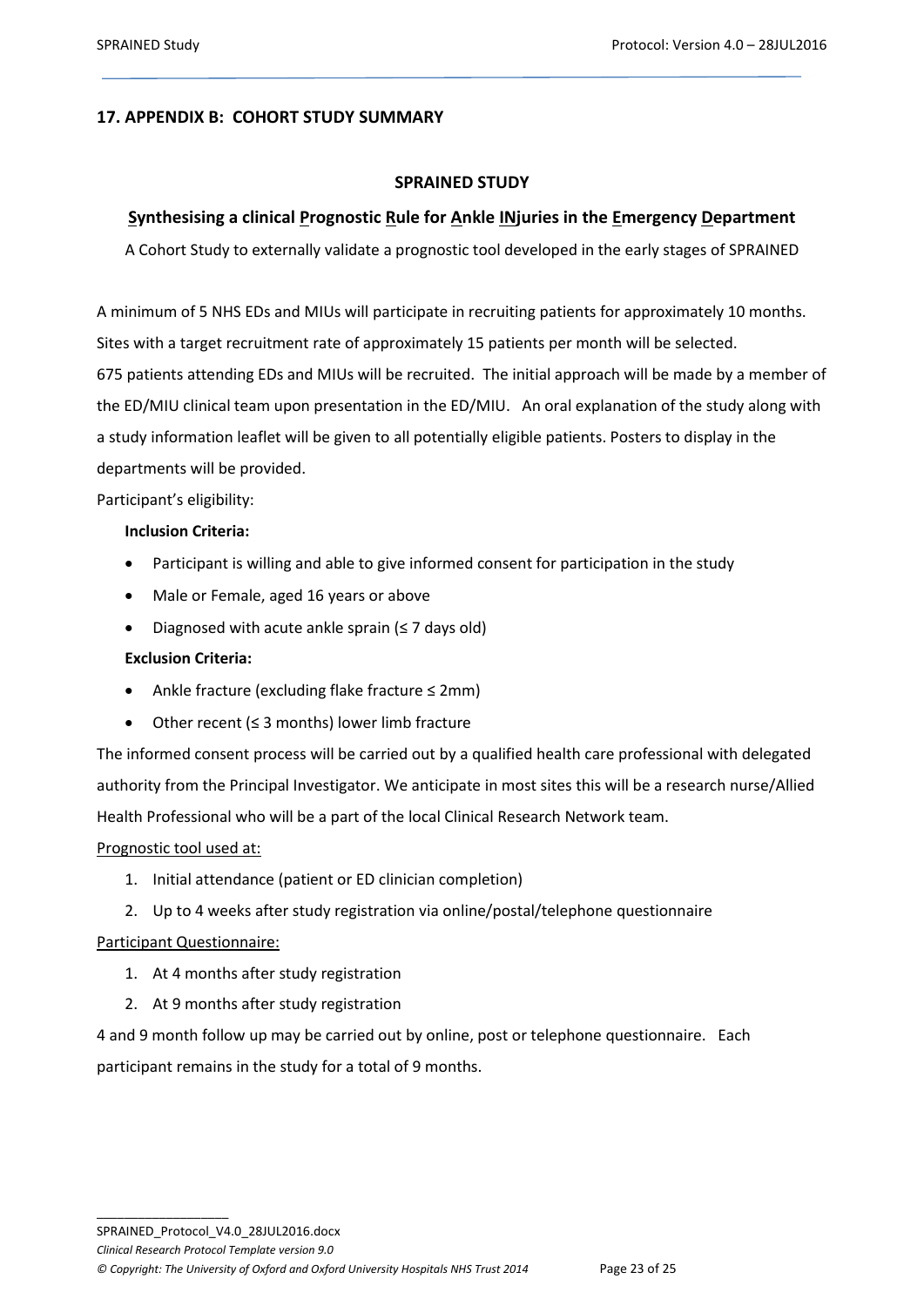## 17. APPENDIX B: COHORT STUDY SUMMARY

**SPRAINED STUDY**

**Synthesising a clinical Prognostic Rule for Ankle INjuries in the Emergency Department**

A Cohort Study to externally validate a prognostic tool developed in the early stages of SPRAINED

A minimum of 5 NHS EDs and MIUs will participate in recruiting patients for approximately 10 months. Sites with a target recruitment rate of approximately 15 patients per month will be selected. 675 patients attending EDs and MIUs will be recruited. The initial approach will be made by a member of the ED/MIU clinical team upon presentation in the ED/MIU. An oral explanation of the study along with a study information leaflet will be given to all potentially eligible patients. Posters to display in the departments will be provided.

Participant's eligibility:

**Inclusion Criteria:**

- Participant is willing and able to give informed consent for participation in the study
- Male or Female, aged 16 years or above
- Diagnosed with acute ankle sprain (≤ 7 days old)

**Exclusion Criteria:**

- Ankle fracture (excluding flake fracture ≤ 2mm)
- Other recent (≤ 3 months) lower limb fracture

The informed consent process will be carried out by a qualified health care professional with delegated authority from the Principal Investigator. We anticipate in most sites this will be a research nurse/Allied Health Professional who will be a part of the local Clinical Research Network team.

Prognostic tool used at:

1. Initial attendance (patient or ED clinician completion)
2. Up to 4 weeks after study registration via online/postal/telephone questionnaire

Participant Questionnaire:

1. At 4 months after study registration
2. At 9 months after study registration

4 and 9 month follow up may be carried out by online, post or telephone questionnaire. Each participant remains in the study for a total of 9 months.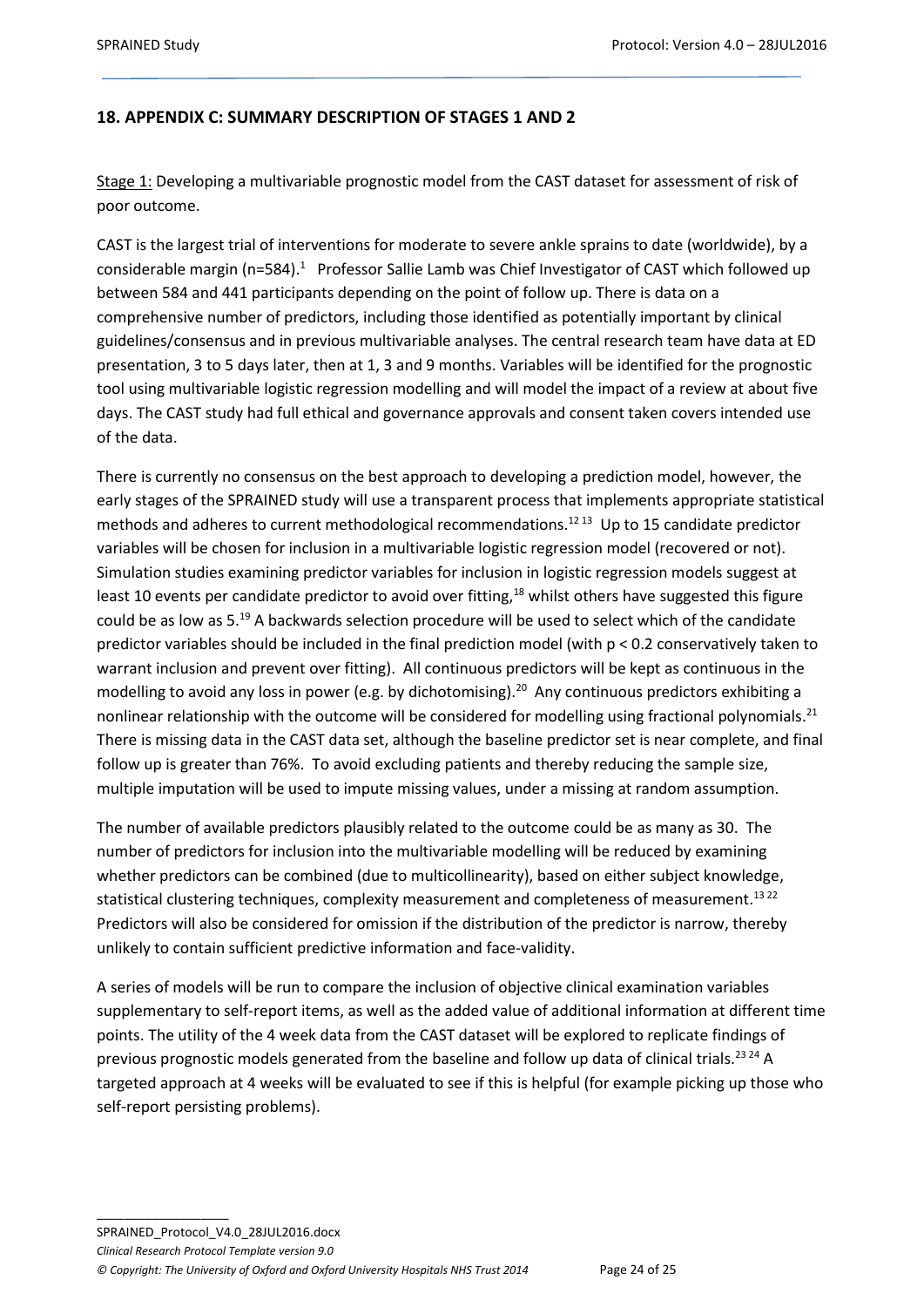## 18. APPENDIX C: SUMMARY DESCRIPTION OF STAGES 1 AND 2

Stage 1: Developing a multivariable prognostic model from the CAST dataset for assessment of risk of poor outcome.

CAST is the largest trial of interventions for moderate to severe ankle sprains to date (worldwide), by a considerable margin (n=584).[1] Professor Sallie Lamb was Chief Investigator of CAST which followed up between 584 and 441 participants depending on the point of follow up. There is data on a comprehensive number of predictors, including those identified as potentially important by clinical guidelines/consensus and in previous multivariable analyses. The central research team have data at ED presentation, 3 to 5 days later, then at 1, 3 and 9 months. Variables will be identified for the prognostic tool using multivariable logistic regression modelling and will model the impact of a review at about five days. The CAST study had full ethical and governance approvals and consent taken covers intended use of the data.

There is currently no consensus on the best approach to developing a prediction model, however, the early stages of the SPRAINED study will use a transparent process that implements appropriate statistical methods and adheres to current methodological recommendations.[12,13] Up to 15 candidate predictor variables will be chosen for inclusion in a multivariable logistic regression model (recovered or not). Simulation studies examining predictor variables for inclusion in logistic regression models suggest at least 10 events per candidate predictor to avoid over fitting,[18] whilst others have suggested this figure could be as low as 5.[19] A backwards selection procedure will be used to select which of the candidate predictor variables should be included in the final prediction model (with $p < 0.2$ conservatively taken to warrant inclusion and prevent over fitting). All continuous predictors will be kept as continuous in the modelling to avoid any loss in power (e.g. by dichotomising).[20] Any continuous predictors exhibiting a nonlinear relationship with the outcome will be considered for modelling using fractional polynomials.[21] There is missing data in the CAST data set, although the baseline predictor set is near complete, and final follow up is greater than 76%. To avoid excluding patients and thereby reducing the sample size, multiple imputation will be used to impute missing values, under a missing at random assumption.

The number of available predictors plausibly related to the outcome could be as many as 30. The number of predictors for inclusion into the multivariable modelling will be reduced by examining whether predictors can be combined (due to multicollinearity), based on either subject knowledge, statistical clustering techniques, complexity measurement and completeness of measurement.[13,22] Predictors will also be considered for omission if the distribution of the predictor is narrow, thereby unlikely to contain sufficient predictive information and face-validity.

A series of models will be run to compare the inclusion of objective clinical examination variables supplementary to self-report items, as well as the added value of additional information at different time points. The utility of the 4 week data from the CAST dataset will be explored to replicate findings of previous prognostic models generated from the baseline and follow up data of clinical trials.[23,24] A targeted approach at 4 weeks will be evaluated to see if this is helpful (for example picking up those who self-report persisting problems).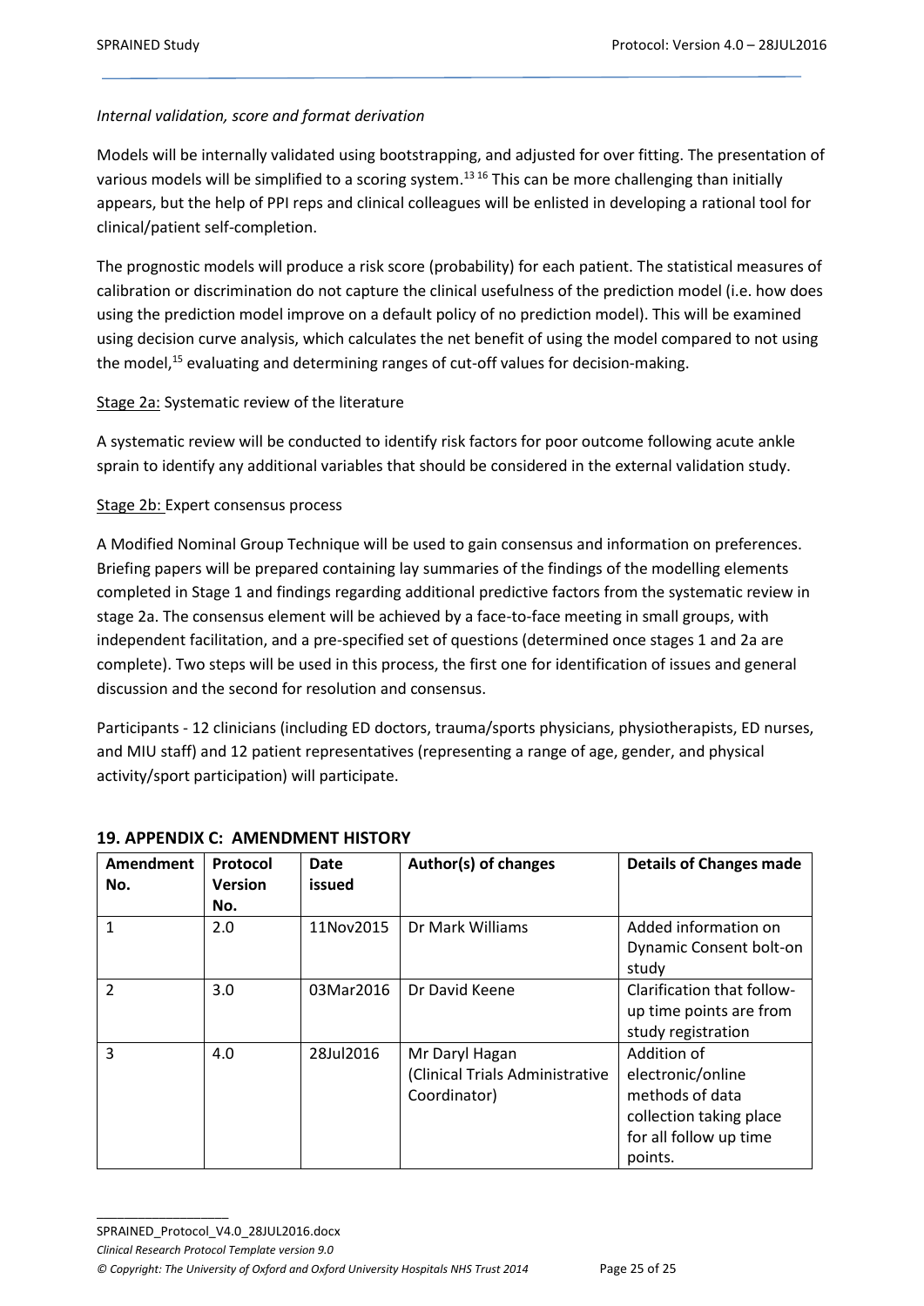*Internal validation, score and format derivation*

Models will be internally validated using bootstrapping, and adjusted for over fitting. The presentation of various models will be simplified to a scoring system.[13 16] This can be more challenging than initially appears, but the help of PPI reps and clinical colleagues will be enlisted in developing a rational tool for clinical/patient self-completion.

The prognostic models will produce a risk score (probability) for each patient. The statistical measures of calibration or discrimination do not capture the clinical usefulness of the prediction model (i.e. how does using the prediction model improve on a default policy of no prediction model). This will be examined using decision curve analysis, which calculates the net benefit of using the model compared to not using the model,[15] evaluating and determining ranges of cut-off values for decision-making.

Stage 2a: Systematic review of the literature

A systematic review will be conducted to identify risk factors for poor outcome following acute ankle sprain to identify any additional variables that should be considered in the external validation study.

Stage 2b: Expert consensus process

A Modified Nominal Group Technique will be used to gain consensus and information on preferences. Briefing papers will be prepared containing lay summaries of the findings of the modelling elements completed in Stage 1 and findings regarding additional predictive factors from the systematic review in stage 2a. The consensus element will be achieved by a face-to-face meeting in small groups, with independent facilitation, and a pre-specified set of questions (determined once stages 1 and 2a are complete). Two steps will be used in this process, the first one for identification of issues and general discussion and the second for resolution and consensus.

Participants - 12 clinicians (including ED doctors, trauma/sports physicians, physiotherapists, ED nurses, and MIU staff) and 12 patient representatives (representing a range of age, gender, and physical activity/sport participation) will participate.

## 19. APPENDIX C: AMENDMENT HISTORY

| Amendment No. | Protocol Version No. | Date issued | Author(s) of changes | Details of Changes made |
|---|---|---|---|---|
| 1 | 2.0 | 11Nov2015 | Dr Mark Williams | Added information on Dynamic Consent bolt-on study |
| 2 | 3.0 | 03Mar2016 | Dr David Keene | Clarification that follow-up time points are from study registration |
| 3 | 4.0 | 28Jul2016 | Mr Daryl Hagan (Clinical Trials Administrative Coordinator) | Addition of electronic/online methods of data collection taking place for all follow up time points. |